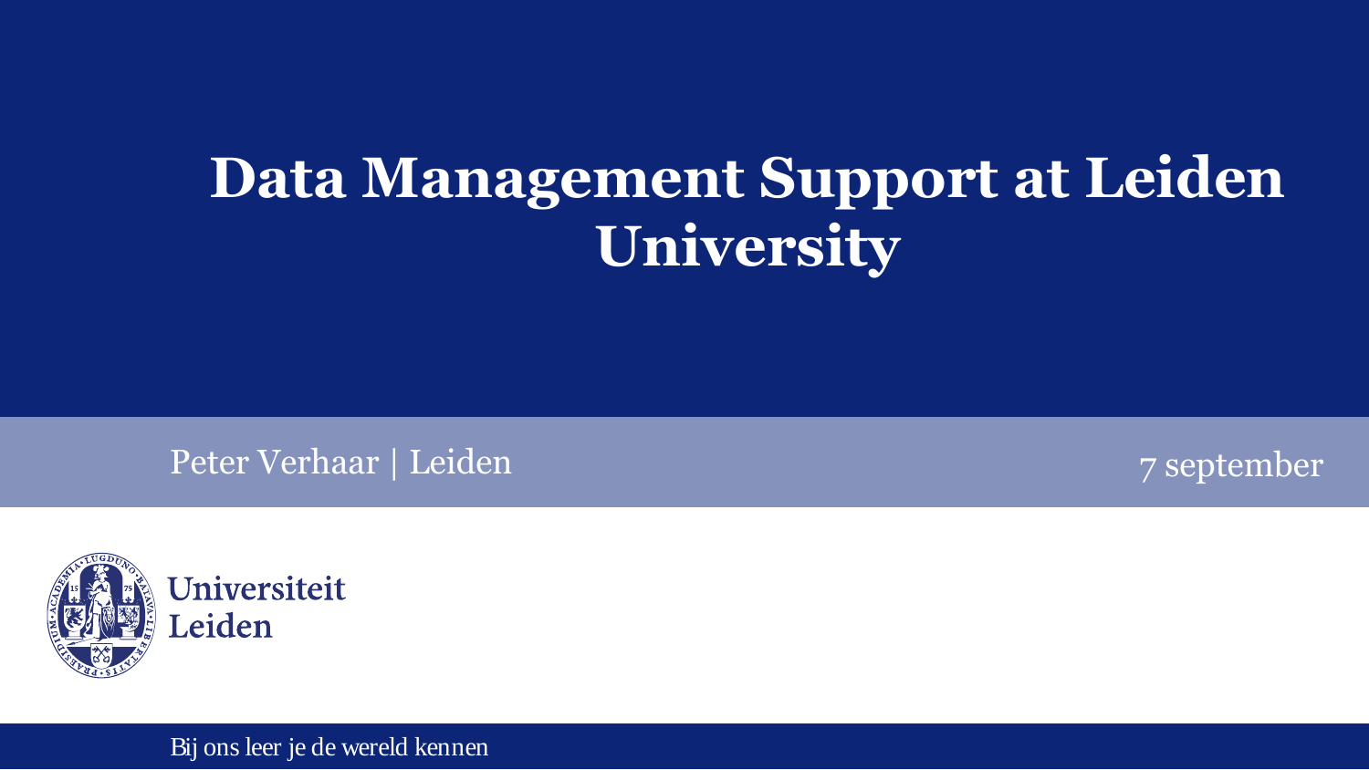# Data Management Support at Leiden University

Peter Verhaar | Leiden

7 september

Universiteit Leiden

Bij ons leer je de wereld kennen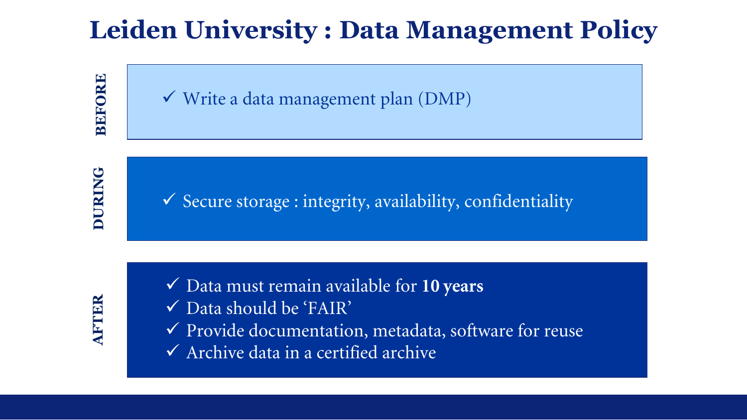# Leiden University : Data Management Policy

### BEFORE

- ✓ Write a data management plan (DMP)

### DURING

- ✓ Secure storage : integrity, availability, confidentiality

### AFTER

- ✓ Data must remain available for **10 years**
- ✓ Data should be 'FAIR'
- ✓ Provide documentation, metadata, software for reuse
- ✓ Archive data in a certified archive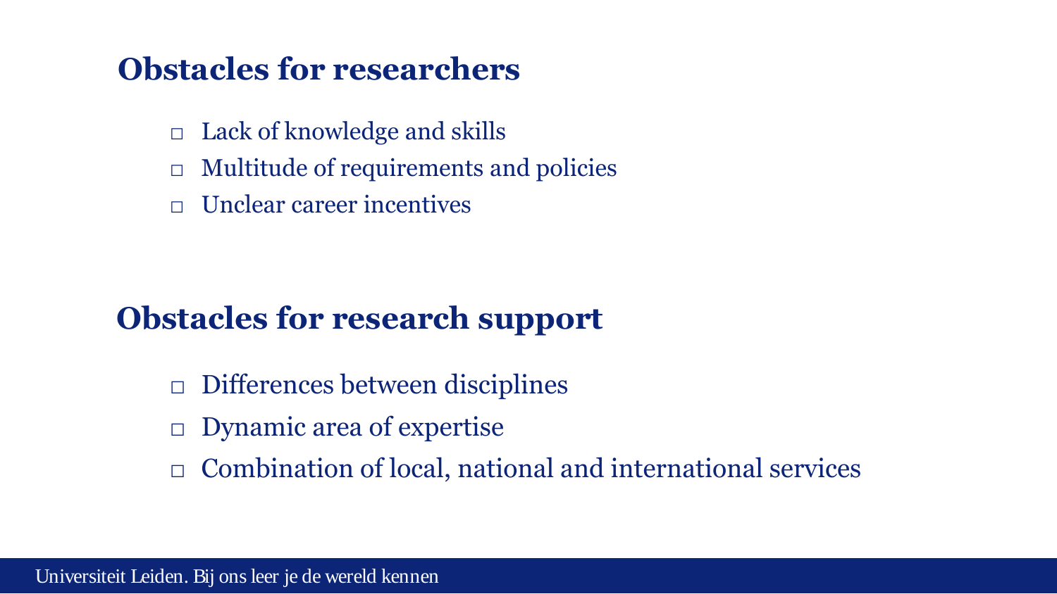## Obstacles for researchers

- Lack of knowledge and skills
- Multitude of requirements and policies
- Unclear career incentives

## Obstacles for research support

- Differences between disciplines
- Dynamic area of expertise
- Combination of local, national and international services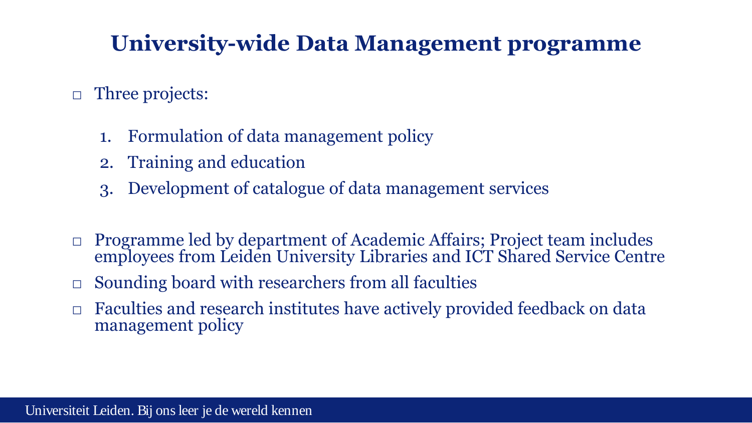# University-wide Data Management programme

- Three projects:

    1. Formulation of data management policy
    2. Training and education
    3. Development of catalogue of data management services

- Programme led by department of Academic Affairs; Project team includes employees from Leiden University Libraries and ICT Shared Service Centre
- Sounding board with researchers from all faculties
- Faculties and research institutes have actively provided feedback on data management policy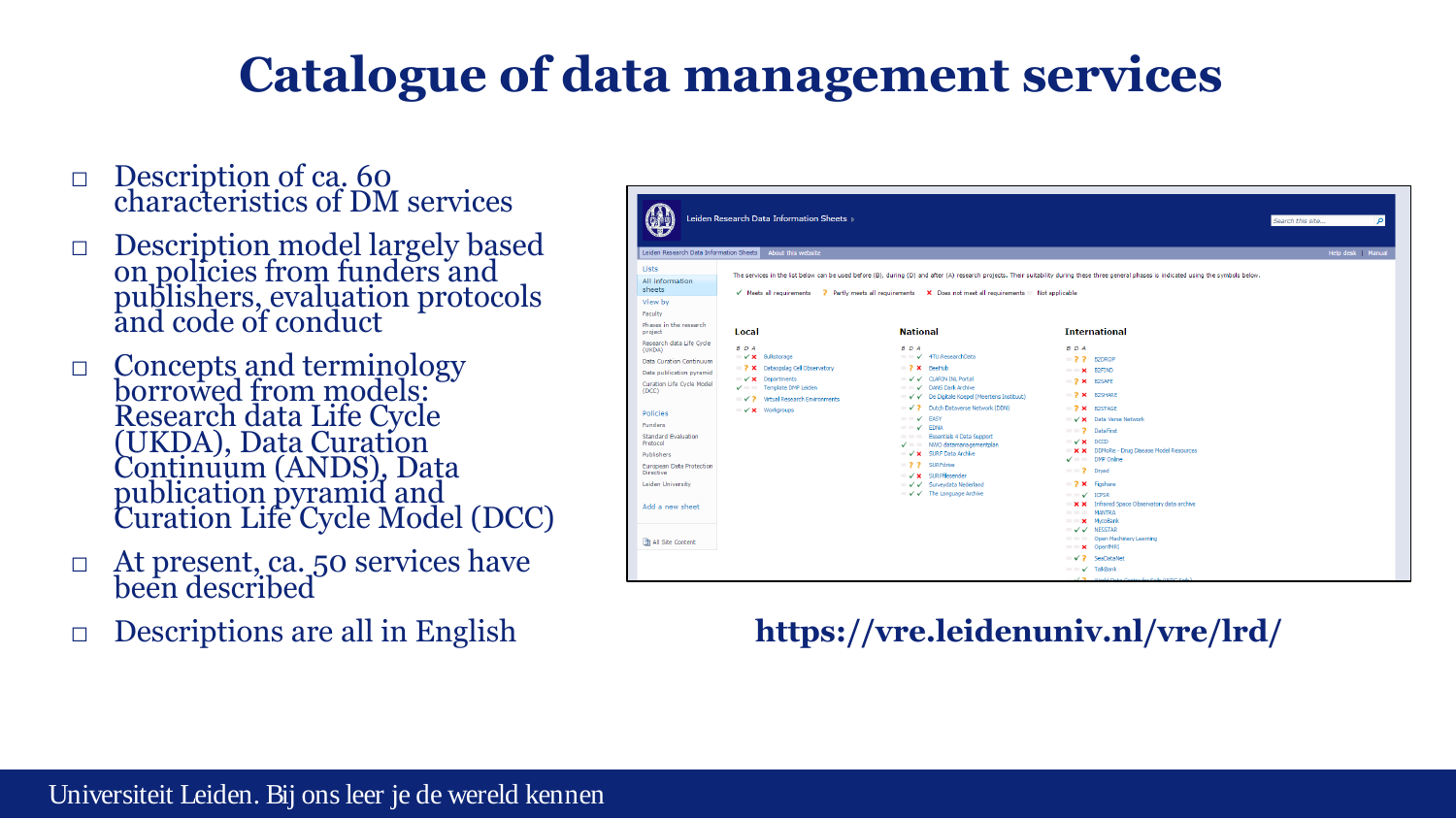# Catalogue of data management services

- Description of ca. 60 characteristics of DM services
- Description model largely based on policies from funders and publishers, evaluation protocols and code of conduct
- Concepts and terminology borrowed from models: Research data Life Cycle (UKDA), Data Curation Continuum (ANDS), Data publication pyramid and Curation Life Cycle Model (DCC)
- At present, ca. 50 services have been described
- Descriptions are all in English

**https://vre.leidenuniv.nl/vre/lrd/**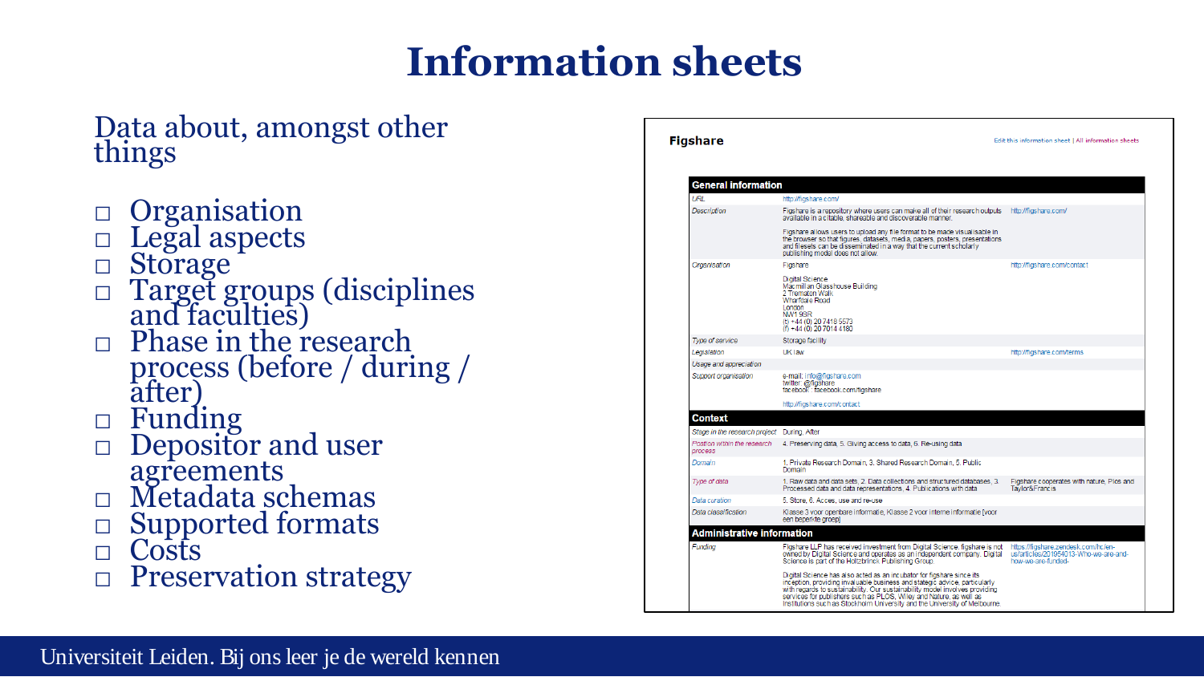# Information sheets

Data about, amongst other things

- Organisation
- Legal aspects
- Storage
- Target groups (disciplines and faculties)
- Phase in the research process (before / during / after)
- Funding
- Depositor and user agreements
- Metadata schemas
- Supported formats
- Costs
- Preservation strategy

**Figshare**

Edit this information sheet | All information sheets

| General information | | |
|---|---|---|
| *URL* | http://figshare.com/ | |
| *Description* | Figshare is a repository where users can make all of their research outputs available in a citable, shareable and discoverable manner. Figshare allows users to upload any file format to be made visualisable in the browser so that figures, datasets, media, papers, posters, presentations and filesets can be disseminated in a way that the current scholarly publishing model does not allow. | http://figshare.com/ |
| *Organisation* | Figshare<br>Digital Science<br>Macmillan Glasshouse Building<br>2 Trematon Walk<br>Wharfdale Road<br>London<br>N1 9BR<br>(t) +44 (0) 20 7418 5573<br>(f) +44 (0) 20 7014 4180 | http://figshare.com/contact |
| *Type of service* | Storage facility | |
| *Legislation* | UK law | http://figshare.com/terms |
| *Usage and appreciation* | | |
| *Support organisation* | e-mail: info@figshare.com<br>twitter: @figshare<br>facebook: facebook.com/figshare<br>http://figshare.com/contact | |
| **Context** | | |
| *Stage in the research project* | During, After | |
| *Position within the research process* | 4. Preserving data, 5. Giving access to data, 6. Re-using data | |
| *Domain* | 1. Private Research Domain, 3. Shared Research Domain, 5. Public Domain | |
| *Type of data* | 1. Raw data and data sets, 2. Data collections and structured databases, 3. Processed data and data representations, 4. Publications with data | Figshare cooperates with nature, Plos and Taylor&Francis |
| *Data curation* | 5. Store, 6. Acces, use and re-use | |
| *Data classification* | Klasse 3 voor openbare informatie, Klasse 2 voor interne informatie [voor een beperkte groep] | |
| **Administrative information** | | |
| *Funding* | Figshare LLP has received investment from Digital Science. figshare is not owned by Digital Science and operates as an independent company. Digital Science is part of the Holtzbrinck Publishing Group. Digital Science has also acted as an incubator for figshare since its inception, providing invaluable business and stategic advice, particularly with regards to sustainability. Our sustainability model involves providing services for publishers such as PLOS, Wiley and Nature, as well as institutions such as Stockholm University and the University of Melbourne. | https://figshare.zendesk.com/hc/en-us/articles/201954013-Who-we-are-and-how-we-are-funded- |

Universiteit Leiden. Bij ons leer je de wereld kennen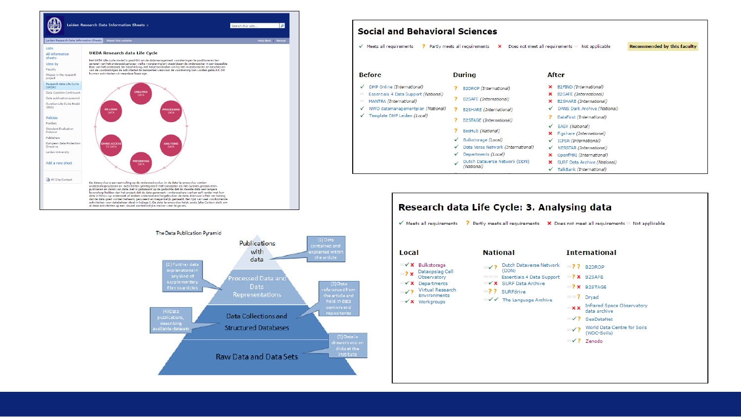## Social and Behavioral Sciences

✓ Meets all requirements ? Partly meets all requirements ✗ Does not meet all requirements Not applicable **Recommended by this faculty**

### Before

- ✓ DMP Online (International)
- Essentials 4 Data Support (National)
- ✓ MANTRA (International)
- ✓ NWO datamanagementplan (National)
- ✓ Template DMP Leiden (Local)

### During

- ? B2DROP (International)
- ? B2SAFE (International)
- ? B2SHARE (International)
- ? B2STAGE (International)
- ? BeeHub (National)
- ✓ Bulkstorage (Local)
- ✓ Data Verse Network (International)
- ✓ Departments (Local)
- ✓ Dutch Dataverse Network (DDN) (National)

### After

- ✗ B2FIND (International)
- ✗ B2SAFE (International)
- ✗ B2SHARE (International)
- ✓ DANS Dark Archive (National)
- ? DataFirst (International)
- ✓ EASY (National)
- ✗ Figshare (International)
- ✓ ICPSR (International)
- ✓ NESSTAR (International)
- ✗ OpenfMRI (International)
- ✗ SURF Data Archive (National)
- ✓ TalkBank (International)

## Research data Life Cycle: 3. Analysing data

✓ Meets all requirements ? Partly meets all requirements ✗ Does not meet all requirements Not applicable

### Local

- ✓✗ Bulkstorage
- ?✗ Dataopslag Cell Observatory
- ✓✗ Departments
- ✓? Virtual Research Environments
- ✓✗ Workgroups

### National

- ✓? Dutch Dataverse Network (DDN)
- Essentials 4 Data Support
- ✓✗ SURF Data Archive
- ?? SURFdrive
- ✓✓ The Language Archive

### International

- ?? B2DROP
- ?✗ B2SAFE
- ?✗ B2STAGE
- ? Dryad
- ✗✗ Infrared Space Observatory data archive
- ✓? SeaDataNet
- ✓? World Data Centre for Soils (WDC-Soils)
- ✓? Zenodo

## UKDA Research data Life Cycle

Leiden Research Data Information Sheets

Creating data – Processing data – Analysing data – Preserving data – Giving access to data – Re-using data

## The Data Publication Pyramid

- Publications with data — (1) Data contained and explained within the article
- Processed Data and Data Representations — (2) Further data explanations in any kind of supplementary files to articles
- Data Collections and Structured Databases — (3) Data referenced from the article and held in data centers and repositories; (4) Data publications, describing available datasets
- Raw Data and Data Sets — (5) Data in drawers and on disks at the institute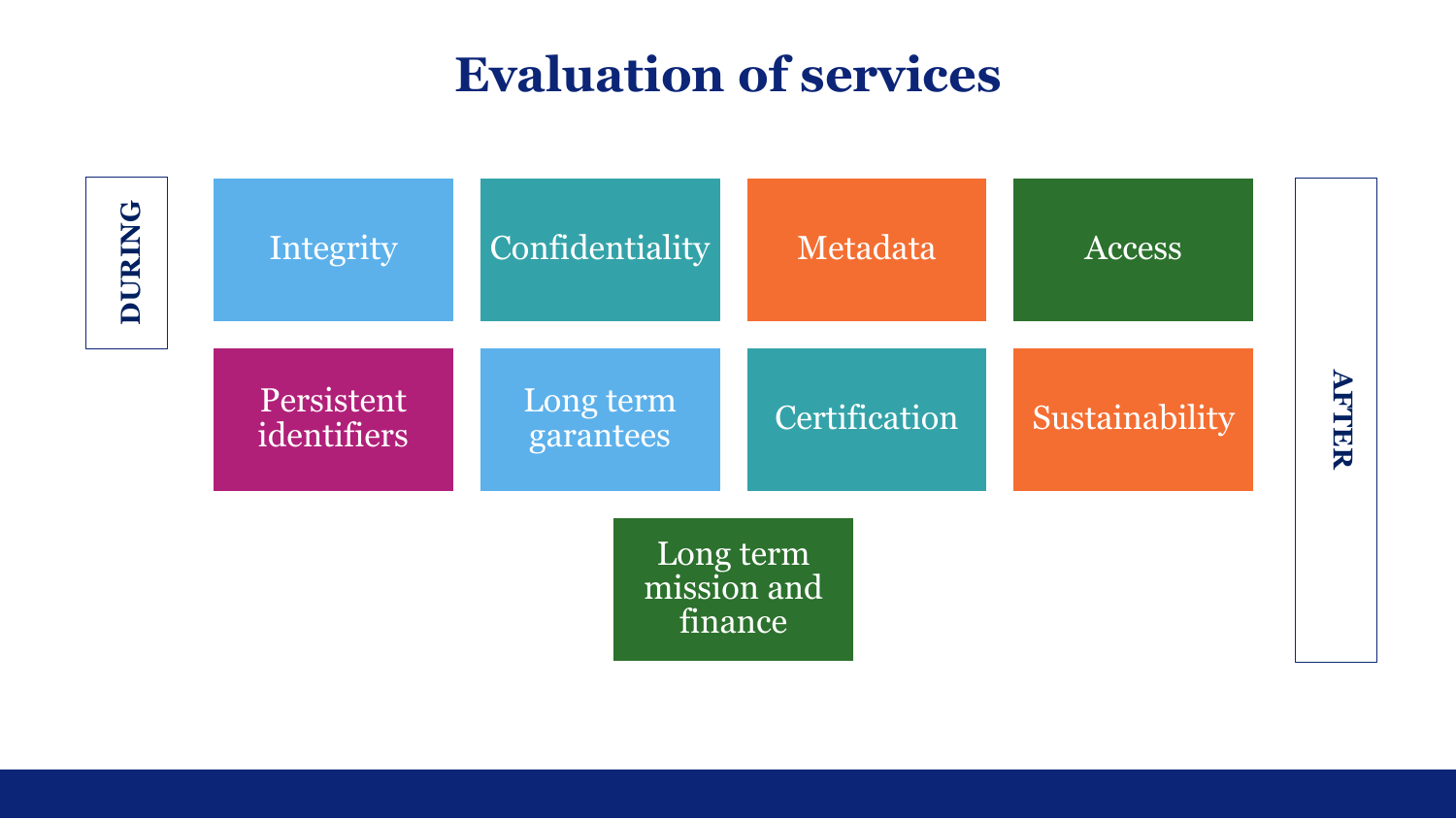# Evaluation of services

DURING

- Integrity
- Confidentiality
- Metadata
- Access
- Persistent identifiers
- Long term garantees
- Certification
- Sustainability
- Long term mission and finance

AFTER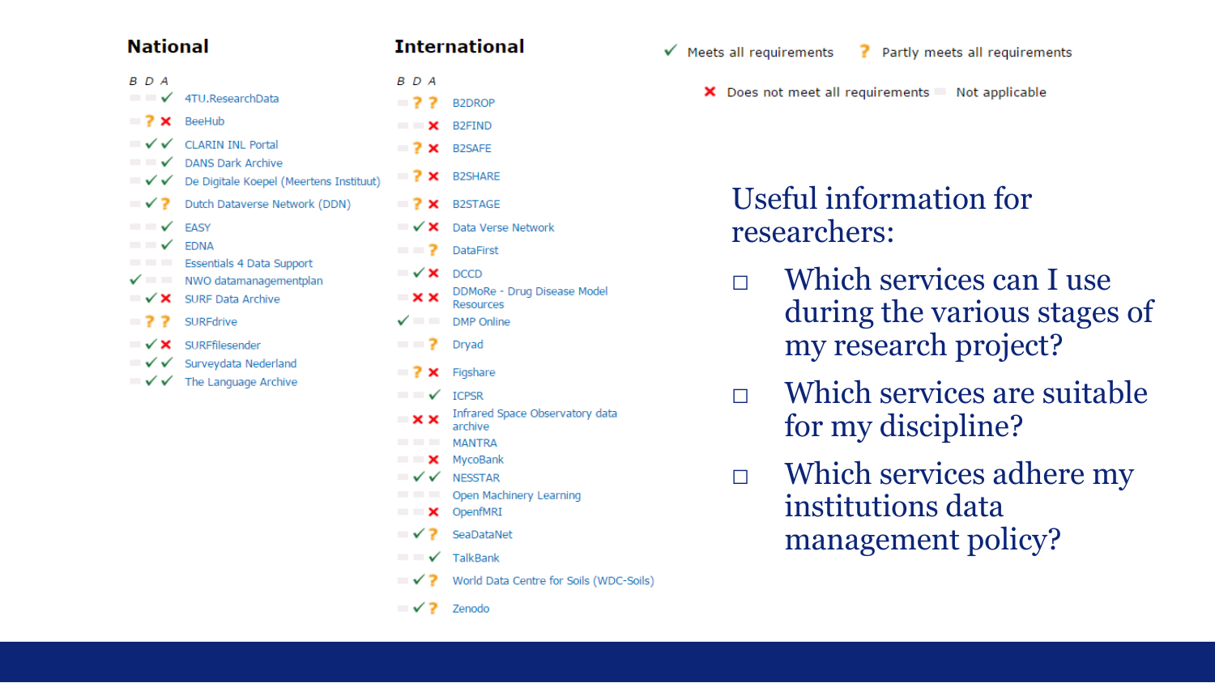## National

| B | D | A | Service |
|---|---|---|---|
| – | – | ✓ | 4TU.ResearchData |
| – | ? | ✗ | BeeHub |
| – | ✓ | ✓ | CLARIN INL Portal |
| – | – | ✓ | DANS Dark Archive |
| – | ✓ | ✓ | De Digitale Koepel (Meertens Instituut) |
| – | ✓ | ? | Dutch Dataverse Network (DDN) |
| – | – | ✓ | EASY |
| – | – | ✓ | EDNA |
| – | – | – | Essentials 4 Data Support |
| ✓ | – | – | NWO datamanagementplan |
| – | ✓ | ✗ | SURF Data Archive |
| – | ? | ? | SURFdrive |
| – | ✓ | ✗ | SURFfilesender |
| – | ✓ | ✓ | Surveydata Nederland |
| – | ✓ | ✓ | The Language Archive |

## International

| B | D | A | Service |
|---|---|---|---|
| – | ? | ? | B2DROP |
| – | – | ✗ | B2FIND |
| – | ? | ✗ | B2SAFE |
| – | ? | ✗ | B2SHARE |
| – | ? | ✗ | B2STAGE |
| – | ✓ | ✗ | Data Verse Network |
| – | – | ? | DataFirst |
| – | ✓ | ✗ | DCCD |
| – | ✗ | ✗ | DDMoRe - Drug Disease Model Resources |
| ✓ | – | – | DMP Online |
| – | – | ? | Dryad |
| – | ? | ✗ | Figshare |
| – | – | ✓ | ICPSR |
| – | ✗ | ✗ | Infrared Space Observatory data archive |
| – | – | – | MANTRA |
| – | – | ✗ | MycoBank |
| – | ✓ | ✓ | NESSTAR |
| – | – | – | Open Machinery Learning |
| – | – | ✗ | OpenfMRI |
| – | ✓ | ? | SeaDataNet |
| – | – | ✓ | TalkBank |
| – | ✓ | ? | World Data Centre for Soils (WDC-Soils) |
| – | ✓ | ? | Zenodo |

✓ Meets all requirements ? Partly meets all requirements ✗ Does not meet all requirements – Not applicable

## Useful information for researchers:

- Which services can I use during the various stages of my research project?
- Which services are suitable for my discipline?
- Which services adhere my institutions data management policy?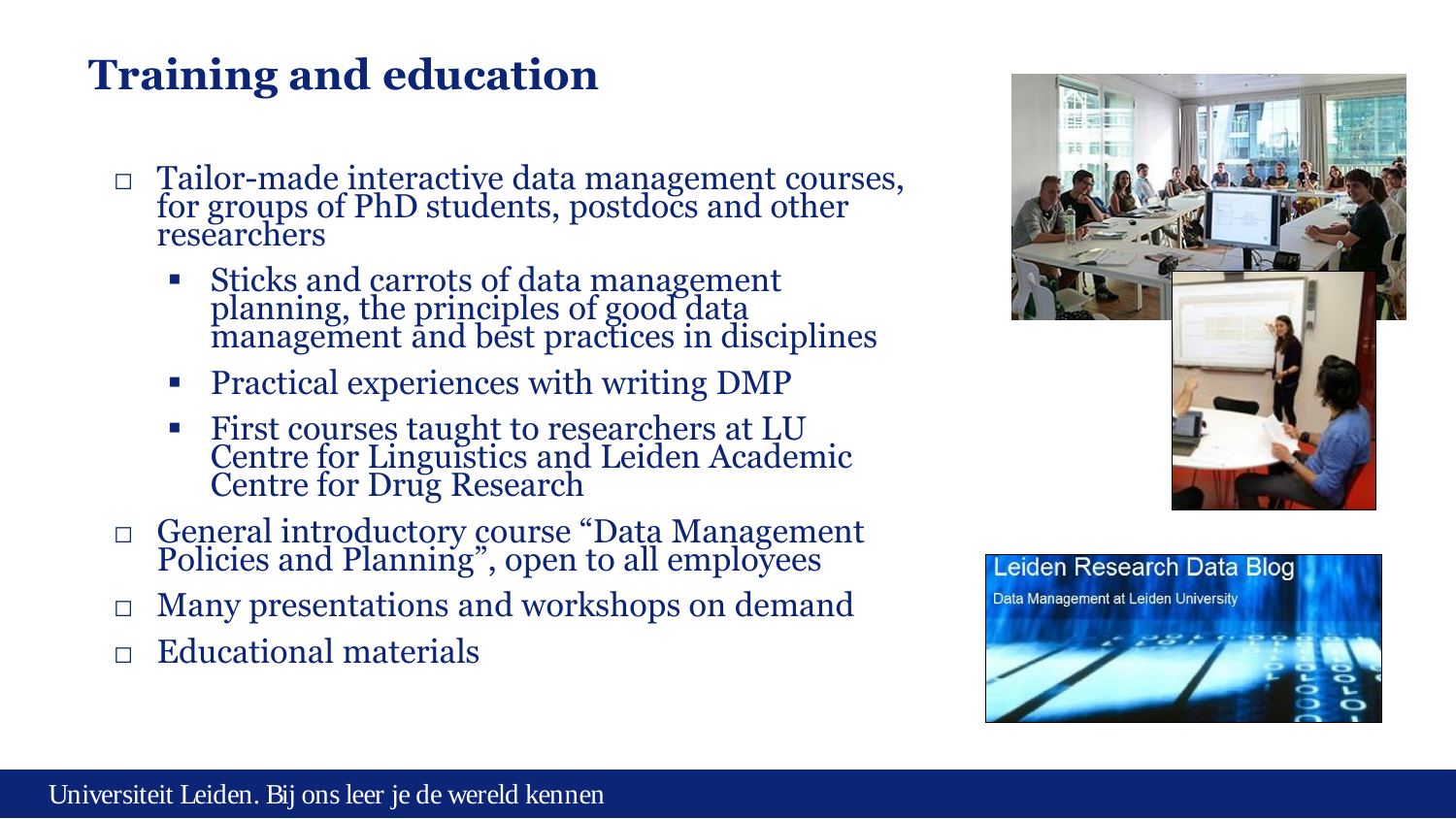# Training and education

- Tailor-made interactive data management courses, for groups of PhD students, postdocs and other researchers
  - Sticks and carrots of data management planning, the principles of good data management and best practices in disciplines
  - Practical experiences with writing DMP
  - First courses taught to researchers at LU Centre for Linguistics and Leiden Academic Centre for Drug Research
- General introductory course “Data Management Policies and Planning”, open to all employees
- Many presentations and workshops on demand
- Educational materials

Leiden Research Data Blog

Data Management at Leiden University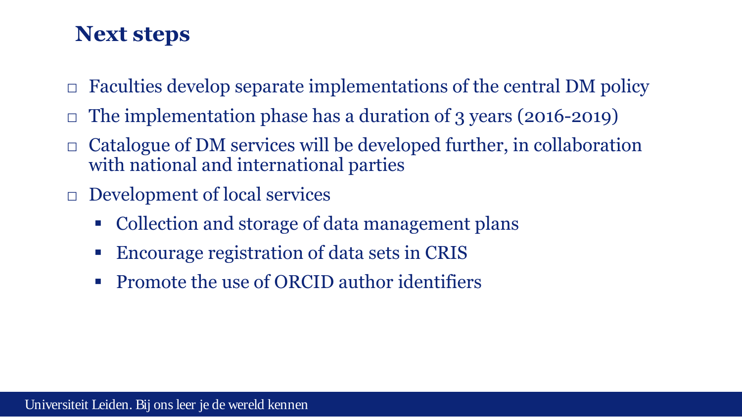## Next steps

- Faculties develop separate implementations of the central DM policy
- The implementation phase has a duration of 3 years (2016-2019)
- Catalogue of DM services will be developed further, in collaboration with national and international parties
- Development of local services
  - Collection and storage of data management plans
  - Encourage registration of data sets in CRIS
  - Promote the use of ORCID author identifiers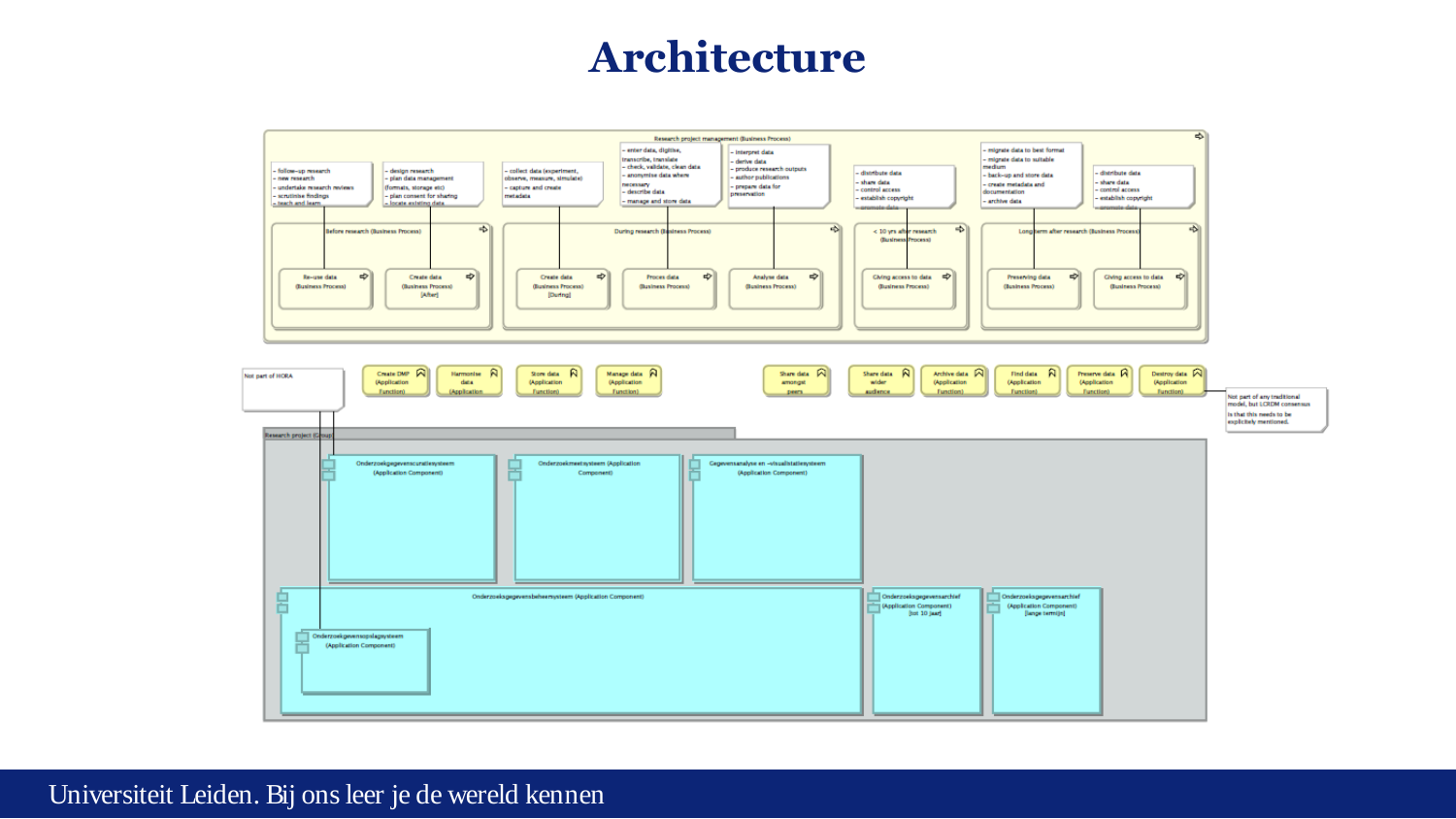# Architecture

Research project management (Business Process)

- follow-up research
- new research
- undertake research reviews
- scrutinise findings
- teach and learn

- design research
- plan data management (formats, storage etc)
- plan consent for sharing
- locate existing data

- collect data (experiment, observe, measure, simulate)
- capture and create metadata

- enter data, digitise, transcribe, translate
- check, validate, clean data
- anonymise data where necessary
- describe data
- manage and store data

- interpret data
- derive data
- produce research outputs
- author publications
- prepare data for preservation

- distribute data
- share data
- control access
- establish copyright
- promote data

- migrate data to best format
- migrate data to suitable medium
- back-up and store data
- create metadata and documentation
- archive data

- distribute data
- share data
- control access
- establish copyright
- promote data

Before research (Business Process): Re-use data (Business Process); Create data (Business Process) [After]

During research (Business Process): Create data (Business Process) [During]; Proces data (Business Process); Analyse data (Business Process)

< 10 yrs after research (Business Process): Giving access to data (Business Process)

Long term after research (Business Process): Preserving data (Business Process); Giving access to data (Business Process)

Not part of HORA

Create DMP (Application Function) | Harmonise data (Application Function) | Store data (Application Function) | Manage data (Application Function) | Share data amongst peers | Share data wider audience | Archive data (Application Function) | Find data (Application Function) | Preserve data (Application Function) | Destroy data (Application Function)

Not part of any traditional model, but LCRDM consensus is that this needs to be explicitly mentioned.

Research project (Group)

- Onderzoeksgegevenscuratiesysteem (Application Component)
- Onderzoeksmeetsysteem (Application Component)
- Gegevensanalyse en -visualisatiesysteem (Application Component)
- Onderzoeksgegevensbeheersysteem (Application Component)
  - Onderzoeksgegevensopslagsysteem (Application Component)
- Onderzoeksgegevensarchief (Application Component) [tot 10 jaar]
- Onderzoeksgegevensarchief (Application Component) [lange termijn]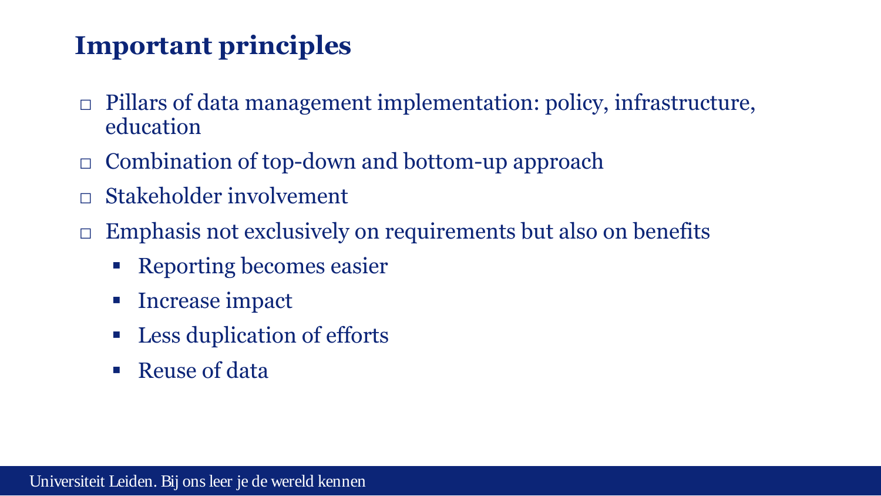# Important principles

- Pillars of data management implementation: policy, infrastructure, education
- Combination of top-down and bottom-up approach
- Stakeholder involvement
- Emphasis not exclusively on requirements but also on benefits
  - Reporting becomes easier
  - Increase impact
  - Less duplication of efforts
  - Reuse of data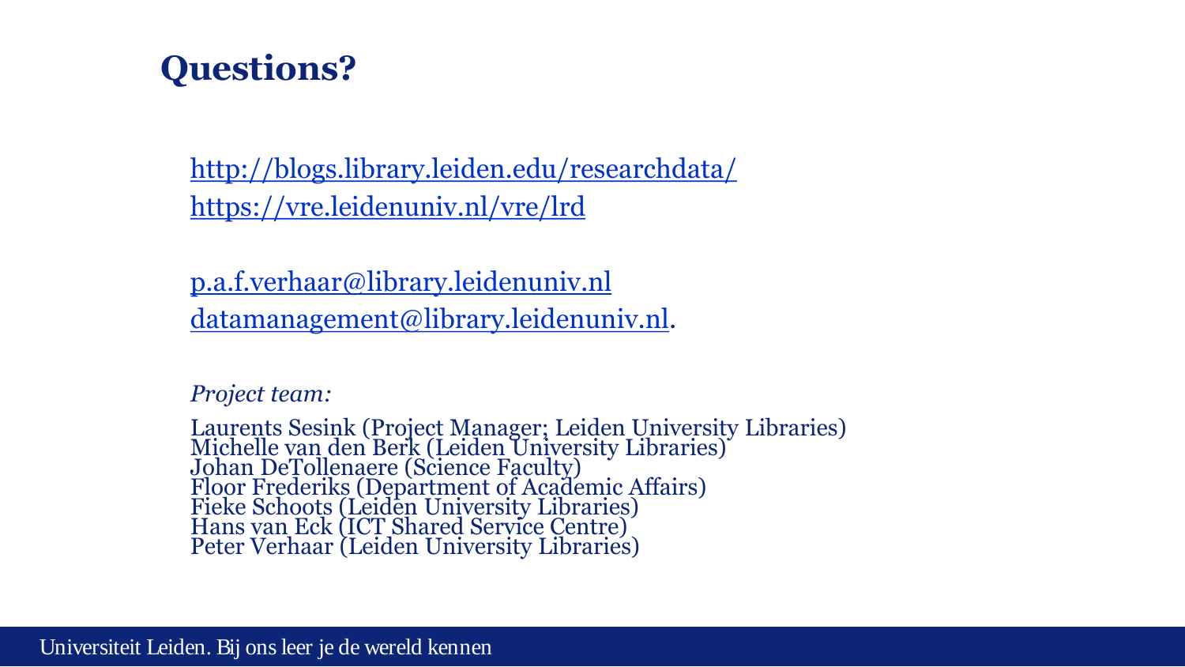# Questions?

http://blogs.library.leiden.edu/researchdata/
https://vre.leidenuniv.nl/vre/lrd

p.a.f.verhaar@library.leidenuniv.nl
datamanagement@library.leidenuniv.nl.

*Project team:*

Laurents Sesink (Project Manager; Leiden University Libraries)
Michelle van den Berk (Leiden University Libraries)
Johan DeTollenaere (Science Faculty)
Floor Frederiks (Department of Academic Affairs)
Fieke Schoots (Leiden University Libraries)
Hans van Eck (ICT Shared Service Centre)
Peter Verhaar (Leiden University Libraries)